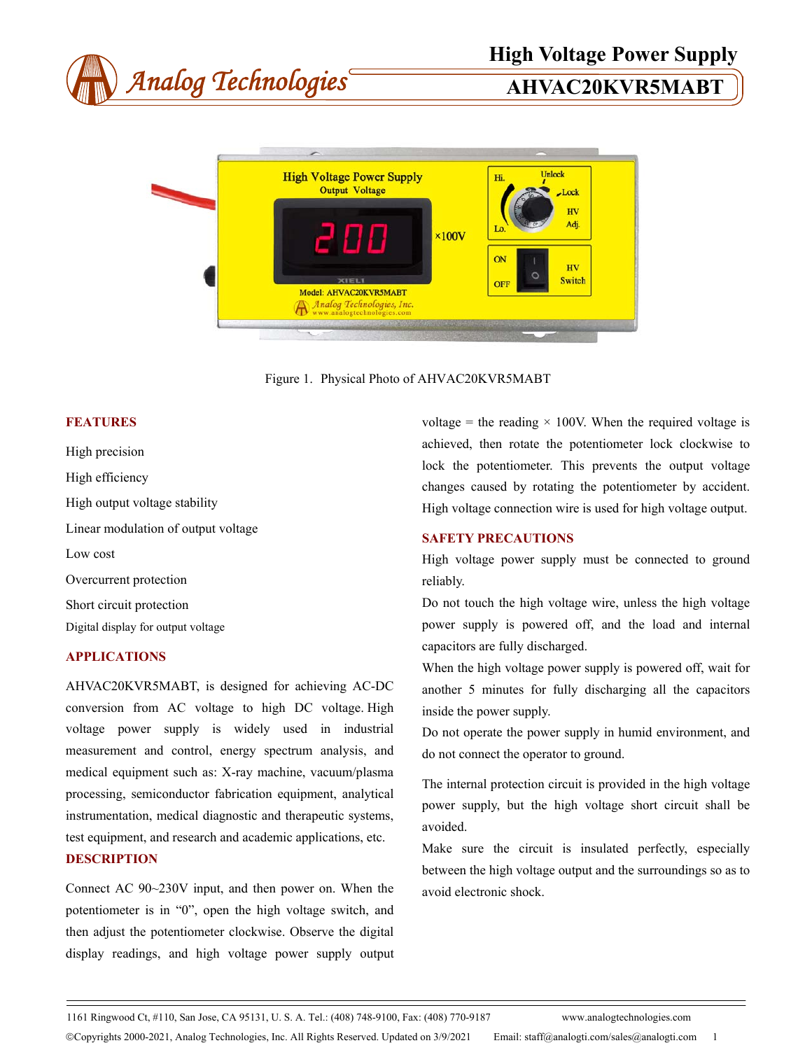# High Voltage Power Supply

## AHVAC20KVR5MABT

Figure 1. Physical Photo of AHVAC20KVR5MABT

## FEATURES

High precision

High efficiency

High output voltage stability

Linear modulation of output voltage

Low cost

Overcurrent protection

Short circuit protection

Digital display for output voltage

## APPLICATIONS

AHVAC20KVR5MABT, is designed for achieving AC-DC conversion from AC voltage to high DC voltage. High voltage power supply is widely used in industrial measurement and control, energy spectrum analysis, and medical equipment such as: X-ray machine, vacuum/plasma processing, semiconductor fabrication equipment, analytical instrumentation, medical diagnostic and therapeutic systems, test equipment, and research and academic applications, etc.

## DESCRIPTION

Connect AC 90~230V input, and then power on. When the potentiometer is in "0", open the high voltage switch, and then adjust the potentiometer clockwise. Observe the digital display readings, and high voltage power supply output voltage = the reading × 100V. When the required voltage is achieved, then rotate the potentiometer lock clockwise to lock the potentiometer. This prevents the output voltage changes caused by rotating the potentiometer by accident. High voltage connection wire is used for high voltage output.

## SAFETY PRECAUTIONS

High voltage power supply must be connected to ground reliably.

Do not touch the high voltage wire, unless the high voltage power supply is powered off, and the load and internal capacitors are fully discharged.

When the high voltage power supply is powered off, wait for another 5 minutes for fully discharging all the capacitors inside the power supply.

Do not operate the power supply in humid environment, and do not connect the operator to ground.

The internal protection circuit is provided in the high voltage power supply, but the high voltage short circuit shall be avoided.

Make sure the circuit is insulated perfectly, especially between the high voltage output and the surroundings so as to avoid electronic shock.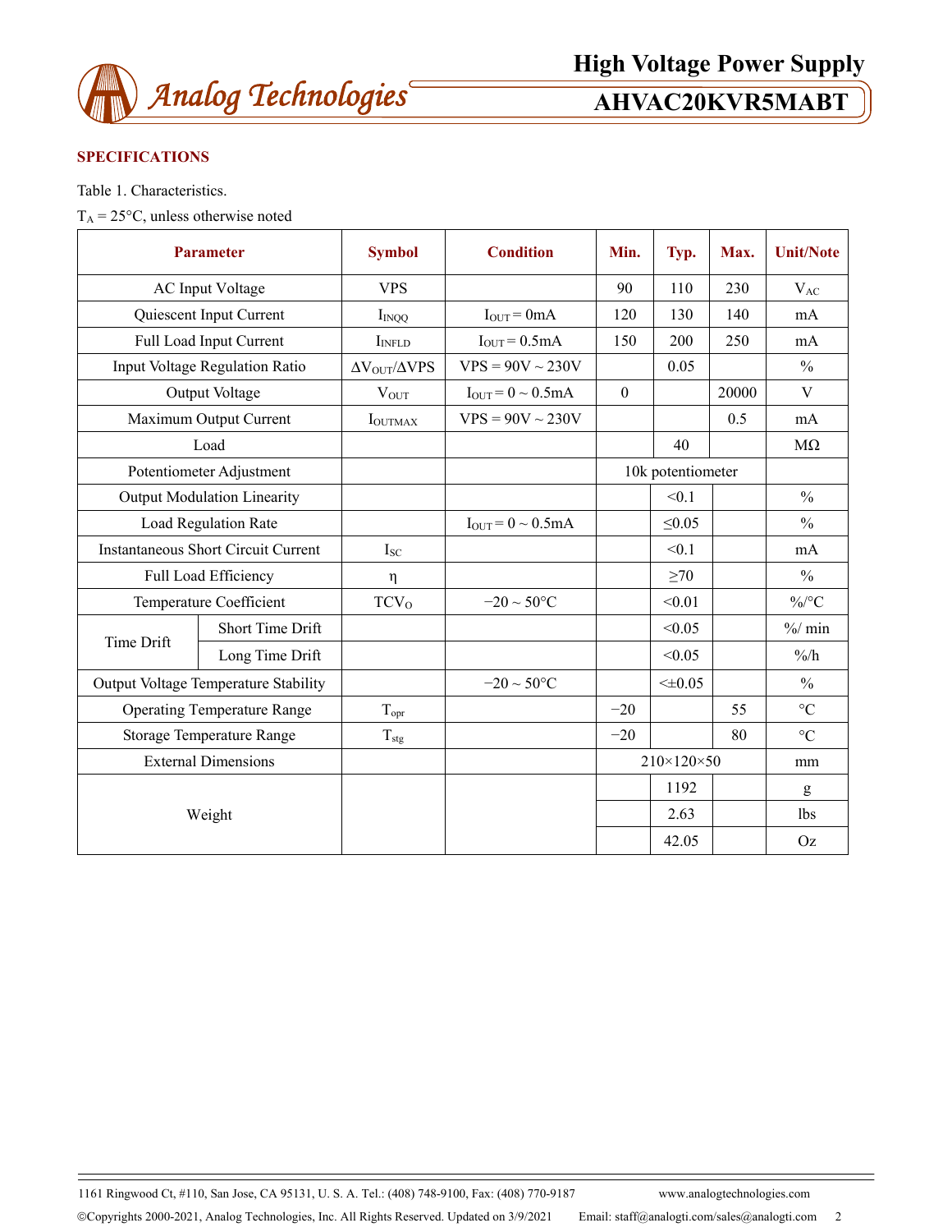## SPECIFICATIONS

Table 1. Characteristics.

$T_A$ = 25°C, unless otherwise noted

| Parameter | | Symbol | Condition | Min. | Typ. | Max. | Unit/Note |
|---|---|---|---|---|---|---|---|
| AC Input Voltage | | VPS | | 90 | 110 | 230 | $V_{AC}$ |
| Quiescent Input Current | | $I_{INQQ}$ | $I_{OUT}$ = 0mA | 120 | 130 | 140 | mA |
| Full Load Input Current | | $I_{INFLD}$ | $I_{OUT}$ = 0.5mA | 150 | 200 | 250 | mA |
| Input Voltage Regulation Ratio | | $\Delta V_{OUT}/\Delta VPS$ | VPS = 90V ~ 230V | | 0.05 | | % |
| Output Voltage | | $V_{OUT}$ | $I_{OUT}$ = 0 ~ 0.5mA | 0 | | 20000 | V |
| Maximum Output Current | | $I_{OUTMAX}$ | VPS = 90V ~ 230V | | | 0.5 | mA |
| Load | | | | | 40 | | MΩ |
| Potentiometer Adjustment | | | | 10k potentiometer | | | |
| Output Modulation Linearity | | | | | <0.1 | | % |
| Load Regulation Rate | | | $I_{OUT}$ = 0 ~ 0.5mA | | ≤0.05 | | % |
| Instantaneous Short Circuit Current | | $I_{SC}$ | | | <0.1 | | mA |
| Full Load Efficiency | | η | | | ≥70 | | % |
| Temperature Coefficient | | $TCV_O$ | −20 ~ 50°C | | <0.01 | | %/°C |
| Time Drift | Short Time Drift | | | | <0.05 | | %/ min |
| | Long Time Drift | | | | <0.05 | | %/h |
| Output Voltage Temperature Stability | | | −20 ~ 50°C | | <±0.05 | | % |
| Operating Temperature Range | | $T_{opr}$ | | −20 | | 55 | °C |
| Storage Temperature Range | | $T_{stg}$ | | −20 | | 80 | °C |
| External Dimensions | | | | 210×120×50 | | | mm |
| Weight | | | | | 1192 | | g |
| | | | | | 2.63 | | lbs |
| | | | | | 42.05 | | Oz |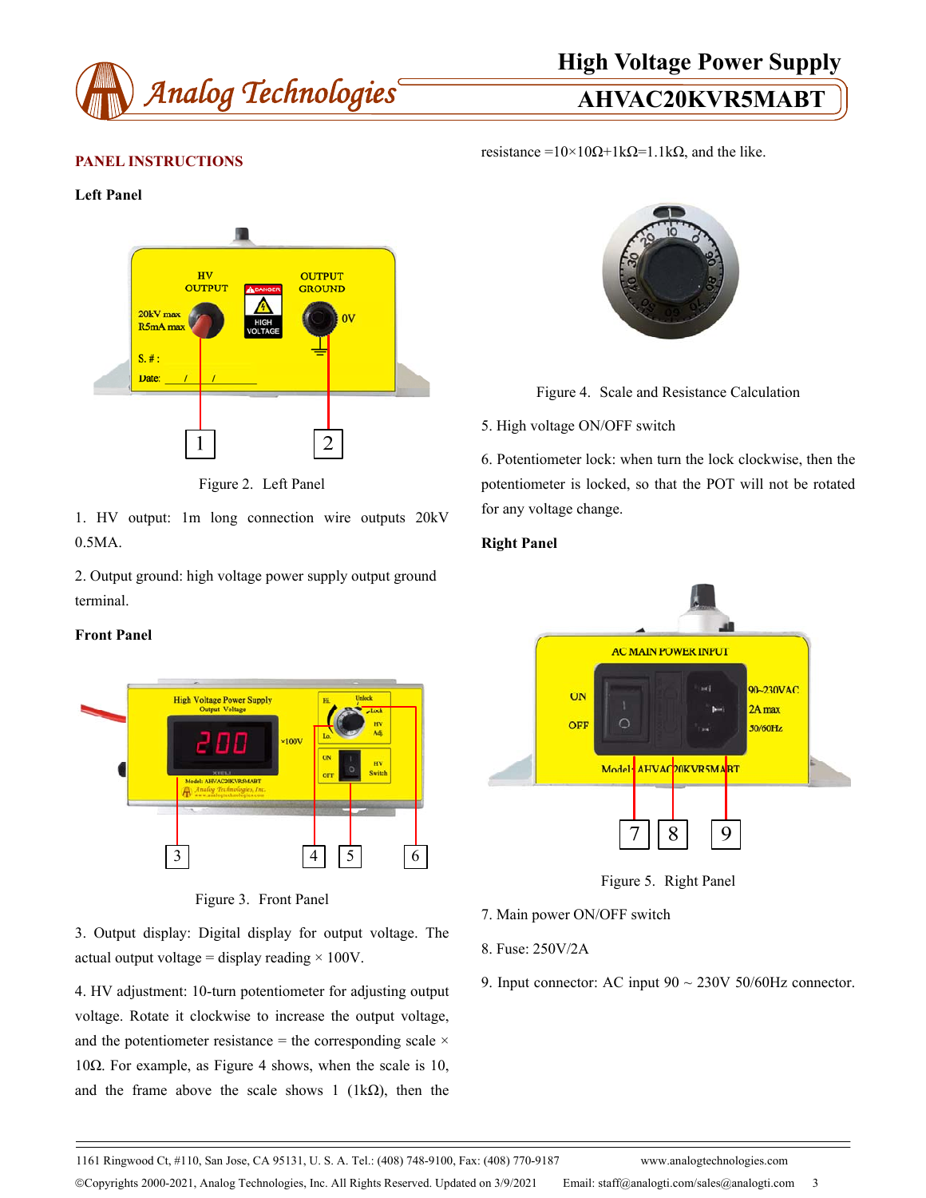## PANEL INSTRUCTIONS

### Left Panel

Figure 2. Left Panel

1. HV output: 1m long connection wire outputs 20kV 0.5MA.

2. Output ground: high voltage power supply output ground terminal.

### Front Panel

Figure 3. Front Panel

3. Output display: Digital display for output voltage. The actual output voltage = display reading × 100V.

4. HV adjustment: 10-turn potentiometer for adjusting output voltage. Rotate it clockwise to increase the output voltage, and the potentiometer resistance = the corresponding scale × 10Ω. For example, as Figure 4 shows, when the scale is 10, and the frame above the scale shows 1 (1kΩ), then the resistance =10×10Ω+1kΩ=1.1kΩ, and the like.

Figure 4. Scale and Resistance Calculation

5. High voltage ON/OFF switch

6. Potentiometer lock: when turn the lock clockwise, then the potentiometer is locked, so that the POT will not be rotated for any voltage change.

### Right Panel

Figure 5. Right Panel

7. Main power ON/OFF switch

8. Fuse: 250V/2A

9. Input connector: AC input 90 ~ 230V 50/60Hz connector.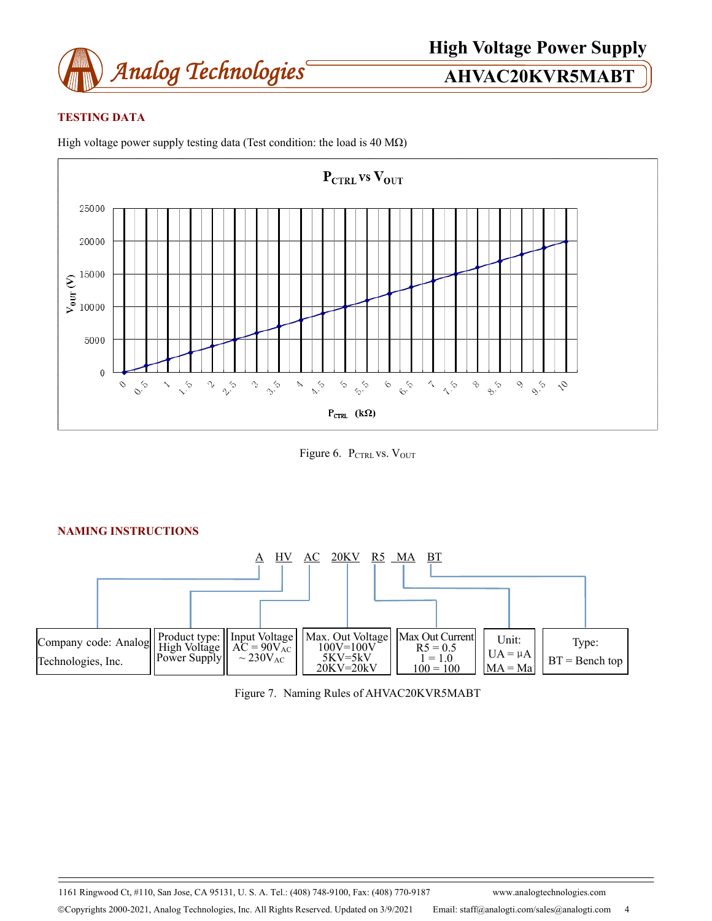## TESTING DATA

High voltage power supply testing data (Test condition: the load is 40 MΩ)

Figure 6. $P_{CTRL}$ vs. $V_{OUT}$

## NAMING INSTRUCTIONS

A HV AC 20KV R5 MA BT

| Company code: Analog Technologies, Inc. | Product type: High Voltage Power Supply | Input Voltage AC = 90$V_{AC}$ ~ 230$V_{AC}$ | Max. Out Voltage 100V=100V 5KV=5kV 20KV=20kV | Max Out Current R5 = 0.5 1 = 1.0 100 = 100 | Unit: UA = µA MA = Ma | Type: BT = Bench top |
|---|---|---|---|---|---|---|

Figure 7. Naming Rules of AHVAC20KVR5MABT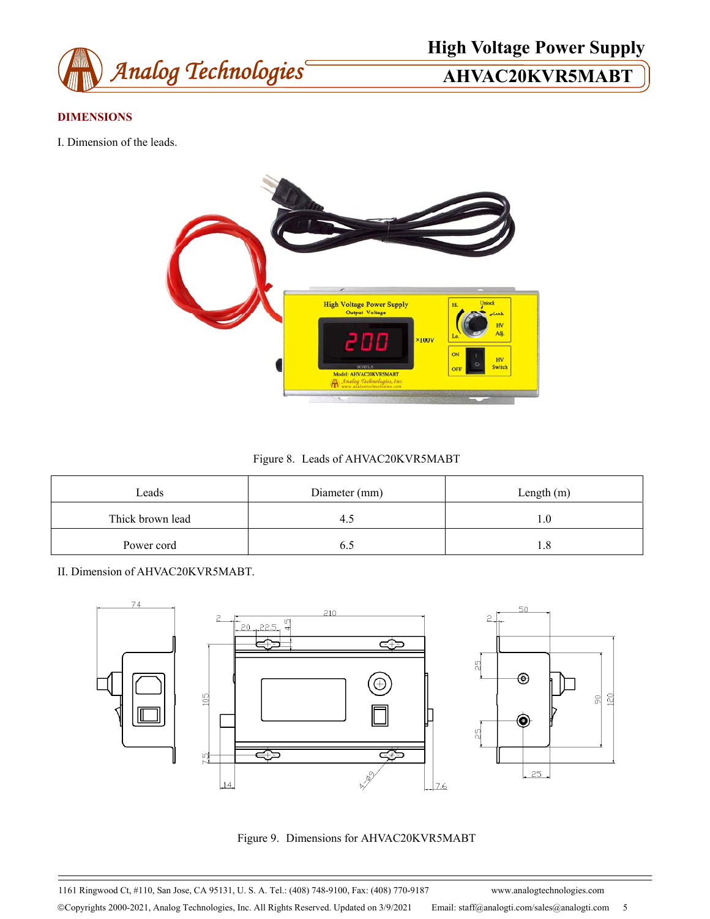## DIMENSIONS

I. Dimension of the leads.

Figure 8. Leads of AHVAC20KVR5MABT

| Leads | Diameter (mm) | Length (m) |
|---|---|---|
| Thick brown lead | 4.5 | 1.0 |
| Power cord | 6.5 | 1.8 |

II. Dimension of AHVAC20KVR5MABT.

Figure 9. Dimensions for AHVAC20KVR5MABT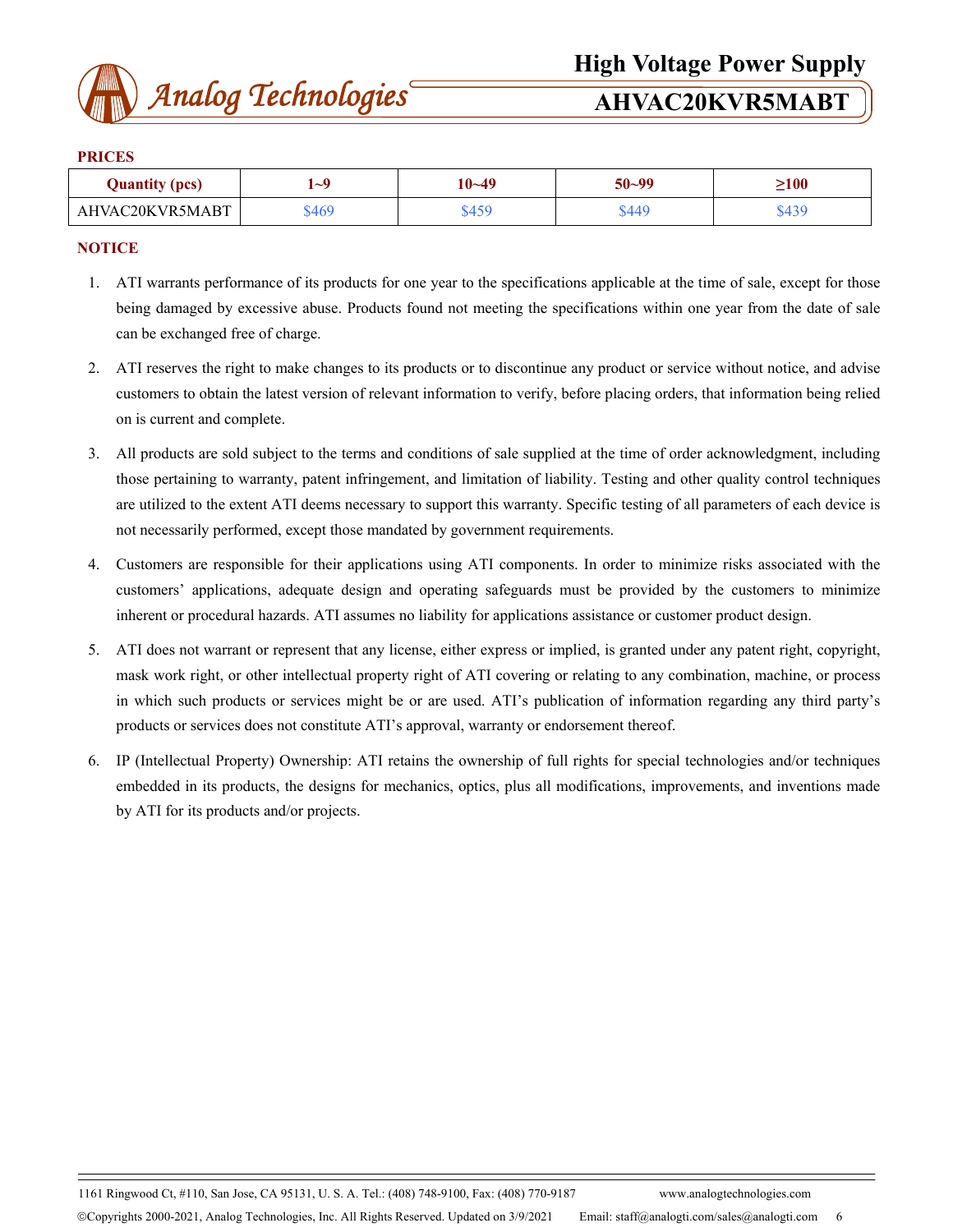## PRICES

| Quantity (pcs) | 1~9 | 10~49 | 50~99 | ≥100 |
|---|---|---|---|---|
| AHVAC20KVR5MABT | $469 | $459 | $449 | $439 |

## NOTICE

1. ATI warrants performance of its products for one year to the specifications applicable at the time of sale, except for those being damaged by excessive abuse. Products found not meeting the specifications within one year from the date of sale can be exchanged free of charge.
2. ATI reserves the right to make changes to its products or to discontinue any product or service without notice, and advise customers to obtain the latest version of relevant information to verify, before placing orders, that information being relied on is current and complete.
3. All products are sold subject to the terms and conditions of sale supplied at the time of order acknowledgment, including those pertaining to warranty, patent infringement, and limitation of liability. Testing and other quality control techniques are utilized to the extent ATI deems necessary to support this warranty. Specific testing of all parameters of each device is not necessarily performed, except those mandated by government requirements.
4. Customers are responsible for their applications using ATI components. In order to minimize risks associated with the customers' applications, adequate design and operating safeguards must be provided by the customers to minimize inherent or procedural hazards. ATI assumes no liability for applications assistance or customer product design.
5. ATI does not warrant or represent that any license, either express or implied, is granted under any patent right, copyright, mask work right, or other intellectual property right of ATI covering or relating to any combination, machine, or process in which such products or services might be or are used. ATI's publication of information regarding any third party's products or services does not constitute ATI's approval, warranty or endorsement thereof.
6. IP (Intellectual Property) Ownership: ATI retains the ownership of full rights for special technologies and/or techniques embedded in its products, the designs for mechanics, optics, plus all modifications, improvements, and inventions made by ATI for its products and/or projects.